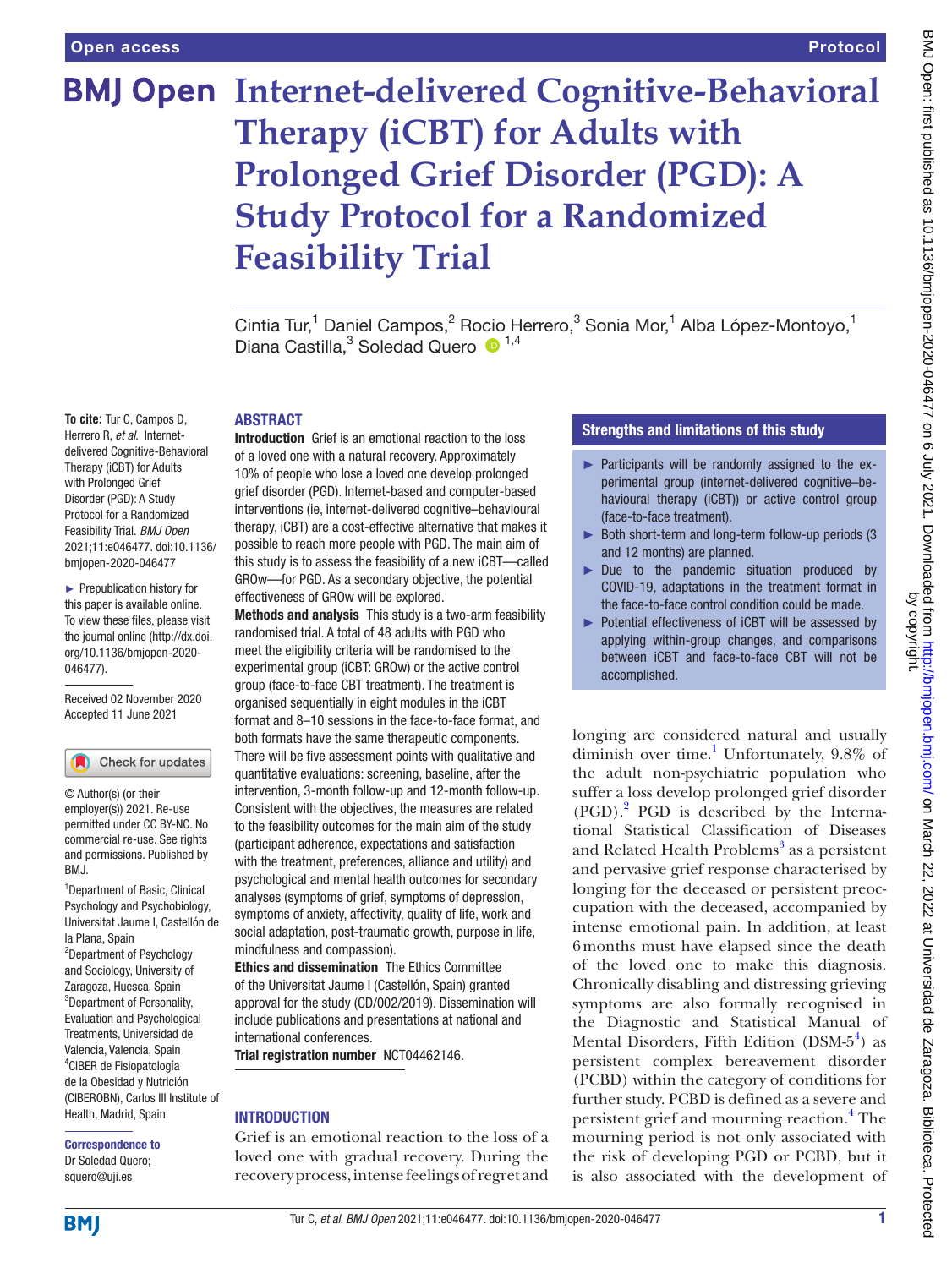Open access

Protocol

# Internet-delivered Cognitive-Behavioral Therapy (iCBT) for Adults with Prolonged Grief Disorder (PGD): A Study Protocol for a Randomized Feasibility Trial

Cintia Tur,[1] Daniel Campos,[2] Rocio Herrero,[3] Sonia Mor,[1] Alba López-Montoyo,[1] Diana Castilla,[3] Soledad Quero [1,4]

**To cite:** Tur C, Campos D, Herrero R, *et al*. Internet-delivered Cognitive-Behavioral Therapy (iCBT) for Adults with Prolonged Grief Disorder (PGD): A Study Protocol for a Randomized Feasibility Trial. *BMJ Open* 2021;**11**:e046477. doi:10.1136/bmjopen-2020-046477

► Prepublication history for this paper is available online. To view these files, please visit the journal online (http://dx.doi.org/10.1136/bmjopen-2020-046477).

Received 02 November 2020
Accepted 11 June 2021

© Author(s) (or their employer(s)) 2021. Re-use permitted under CC BY-NC. No commercial re-use. See rights and permissions. Published by BMJ.

[1]Department of Basic, Clinical Psychology and Psychobiology, Universitat Jaume I, Castellón de la Plana, Spain
[2]Department of Psychology and Sociology, University of Zaragoza, Huesca, Spain
[3]Department of Personality, Evaluation and Psychological Treatments, Universidad de Valencia, Valencia, Spain
[4]CIBER de Fisiopatología de la Obesidad y Nutrición (CIBEROBN), Carlos III Institute of Health, Madrid, Spain

**Correspondence to**
Dr Soledad Quero;
squero@uji.es

## ABSTRACT

**Introduction** Grief is an emotional reaction to the loss of a loved one with a natural recovery. Approximately 10% of people who lose a loved one develop prolonged grief disorder (PGD). Internet-based and computer-based interventions (ie, internet-delivered cognitive–behavioural therapy, iCBT) are a cost-effective alternative that makes it possible to reach more people with PGD. The main aim of this study is to assess the feasibility of a new iCBT—called GROw—for PGD. As a secondary objective, the potential effectiveness of GROw will be explored.

**Methods and analysis** This study is a two-arm feasibility randomised trial. A total of 48 adults with PGD who meet the eligibility criteria will be randomised to the experimental group (iCBT: GROw) or the active control group (face-to-face CBT treatment). The treatment is organised sequentially in eight modules in the iCBT format and 8–10 sessions in the face-to-face format, and both formats have the same therapeutic components. There will be five assessment points with qualitative and quantitative evaluations: screening, baseline, after the intervention, 3-month follow-up and 12-month follow-up. Consistent with the objectives, the measures are related to the feasibility outcomes for the main aim of the study (participant adherence, expectations and satisfaction with the treatment, preferences, alliance and utility) and psychological and mental health outcomes for secondary analyses (symptoms of grief, symptoms of depression, symptoms of anxiety, affectivity, quality of life, work and social adaptation, post-traumatic growth, purpose in life, mindfulness and compassion).

**Ethics and dissemination** The Ethics Committee of the Universitat Jaume I (Castellón, Spain) granted approval for the study (CD/002/2019). Dissemination will include publications and presentations at national and international conferences.

**Trial registration number** NCT04462146.

## Strengths and limitations of this study

- ► Participants will be randomly assigned to the experimental group (internet-delivered cognitive–behavioural therapy (iCBT)) or active control group (face-to-face treatment).
- ► Both short-term and long-term follow-up periods (3 and 12 months) are planned.
- ► Due to the pandemic situation produced by COVID-19, adaptations in the treatment format in the face-to-face control condition could be made.
- ► Potential effectiveness of iCBT will be assessed by applying within-group changes, and comparisons between iCBT and face-to-face CBT will not be accomplished.

## INTRODUCTION

Grief is an emotional reaction to the loss of a loved one with gradual recovery. During the recovery process, intense feelings of regret and longing are considered natural and usually diminish over time.[1] Unfortunately, 9.8% of the adult non-psychiatric population who suffer a loss develop prolonged grief disorder (PGD).[2] PGD is described by the International Statistical Classification of Diseases and Related Health Problems[3] as a persistent and pervasive grief response characterised by longing for the deceased or persistent preoccupation with the deceased, accompanied by intense emotional pain. In addition, at least 6 months must have elapsed since the death of the loved one to make this diagnosis. Chronically disabling and distressing grieving symptoms are also formally recognised in the Diagnostic and Statistical Manual of Mental Disorders, Fifth Edition (DSM-5[4]) as persistent complex bereavement disorder (PCBD) within the category of conditions for further study. PCBD is defined as a severe and persistent grief and mourning reaction.[4] The mourning period is not only associated with the risk of developing PGD or PCBD, but it is also associated with the development of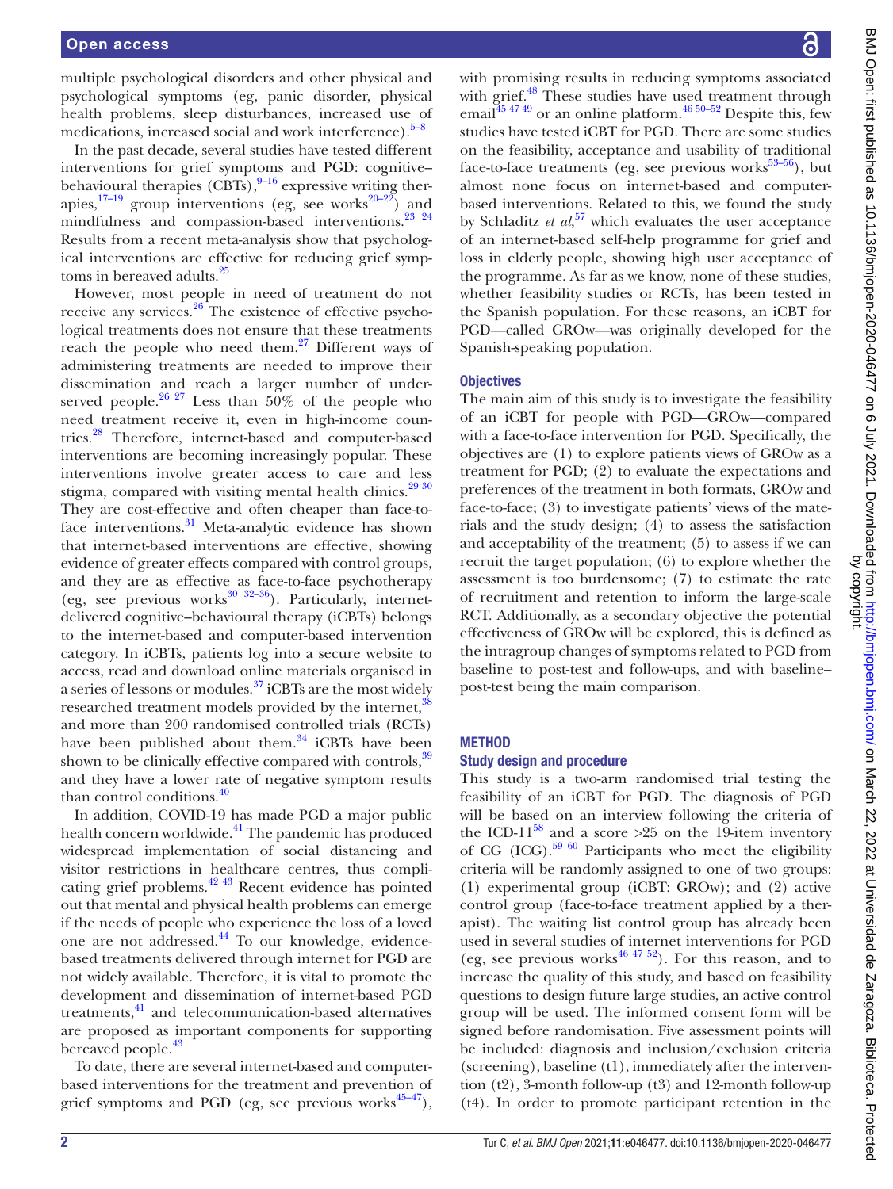multiple psychological disorders and other physical and psychological symptoms (eg, panic disorder, physical health problems, sleep disturbances, increased use of medications, increased social and work interference).[5–8]

In the past decade, several studies have tested different interventions for grief symptoms and PGD: cognitive–behavioural therapies (CBTs),[9–16] expressive writing therapies,[17–19] group interventions (eg, see works[20–22]) and mindfulness and compassion-based interventions.[23 24] Results from a recent meta-analysis show that psychological interventions are effective for reducing grief symptoms in bereaved adults.[25]

However, most people in need of treatment do not receive any services.[26] The existence of effective psychological treatments does not ensure that these treatments reach the people who need them.[27] Different ways of administering treatments are needed to improve their dissemination and reach a larger number of underserved people.[26 27] Less than 50% of the people who need treatment receive it, even in high-income countries.[28] Therefore, internet-based and computer-based interventions are becoming increasingly popular. These interventions involve greater access to care and less stigma, compared with visiting mental health clinics.[29 30] They are cost-effective and often cheaper than face-to-face interventions.[31] Meta-analytic evidence has shown that internet-based interventions are effective, showing evidence of greater effects compared with control groups, and they are as effective as face-to-face psychotherapy (eg, see previous works[30 32–36]). Particularly, internet-delivered cognitive–behavioural therapy (iCBTs) belongs to the internet-based and computer-based intervention category. In iCBTs, patients log into a secure website to access, read and download online materials organised in a series of lessons or modules.[37] iCBTs are the most widely researched treatment models provided by the internet,[38] and more than 200 randomised controlled trials (RCTs) have been published about them.[34] iCBTs have been shown to be clinically effective compared with controls,[39] and they have a lower rate of negative symptom results than control conditions.[40]

In addition, COVID-19 has made PGD a major public health concern worldwide.[41] The pandemic has produced widespread implementation of social distancing and visitor restrictions in healthcare centres, thus complicating grief problems.[42 43] Recent evidence has pointed out that mental and physical health problems can emerge if the needs of people who experience the loss of a loved one are not addressed.[44] To our knowledge, evidence-based treatments delivered through internet for PGD are not widely available. Therefore, it is vital to promote the development and dissemination of internet-based PGD treatments,[41] and telecommunication-based alternatives are proposed as important components for supporting bereaved people.[43]

To date, there are several internet-based and computer-based interventions for the treatment and prevention of grief symptoms and PGD (eg, see previous works[45–47]), with promising results in reducing symptoms associated with grief.[48] These studies have used treatment through email[45 47 49] or an online platform.[46 50–52] Despite this, few studies have tested iCBT for PGD. There are some studies on the feasibility, acceptance and usability of traditional face-to-face treatments (eg, see previous works[53–56]), but almost none focus on internet-based and computer-based interventions. Related to this, we found the study by Schladitz *et al*,[57] which evaluates the user acceptance of an internet-based self-help programme for grief and loss in elderly people, showing high user acceptance of the programme. As far as we know, none of these studies, whether feasibility studies or RCTs, has been tested in the Spanish population. For these reasons, an iCBT for PGD—called GROw—was originally developed for the Spanish-speaking population.

### Objectives

The main aim of this study is to investigate the feasibility of an iCBT for people with PGD—GROw—compared with a face-to-face intervention for PGD. Specifically, the objectives are (1) to explore patients views of GROw as a treatment for PGD; (2) to evaluate the expectations and preferences of the treatment in both formats, GROw and face-to-face; (3) to investigate patients' views of the materials and the study design; (4) to assess the satisfaction and acceptability of the treatment; (5) to assess if we can recruit the target population; (6) to explore whether the assessment is too burdensome; (7) to estimate the rate of recruitment and retention to inform the large-scale RCT. Additionally, as a secondary objective the potential effectiveness of GROw will be explored, this is defined as the intragroup changes of symptoms related to PGD from baseline to post-test and follow-ups, and with baseline–post-test being the main comparison.

## METHOD

### Study design and procedure

This study is a two-arm randomised trial testing the feasibility of an iCBT for PGD. The diagnosis of PGD will be based on an interview following the criteria of the ICD-11[58] and a score >25 on the 19-item inventory of CG (ICG).[59 60] Participants who meet the eligibility criteria will be randomly assigned to one of two groups: (1) experimental group (iCBT: GROw); and (2) active control group (face-to-face treatment applied by a therapist). The waiting list control group has already been used in several studies of internet interventions for PGD (eg, see previous works[46 47 52]). For this reason, and to increase the quality of this study, and based on feasibility questions to design future large studies, an active control group will be used. The informed consent form will be signed before randomisation. Five assessment points will be included: diagnosis and inclusion/exclusion criteria (screening), baseline (t1), immediately after the intervention (t2), 3-month follow-up (t3) and 12-month follow-up (t4). In order to promote participant retention in the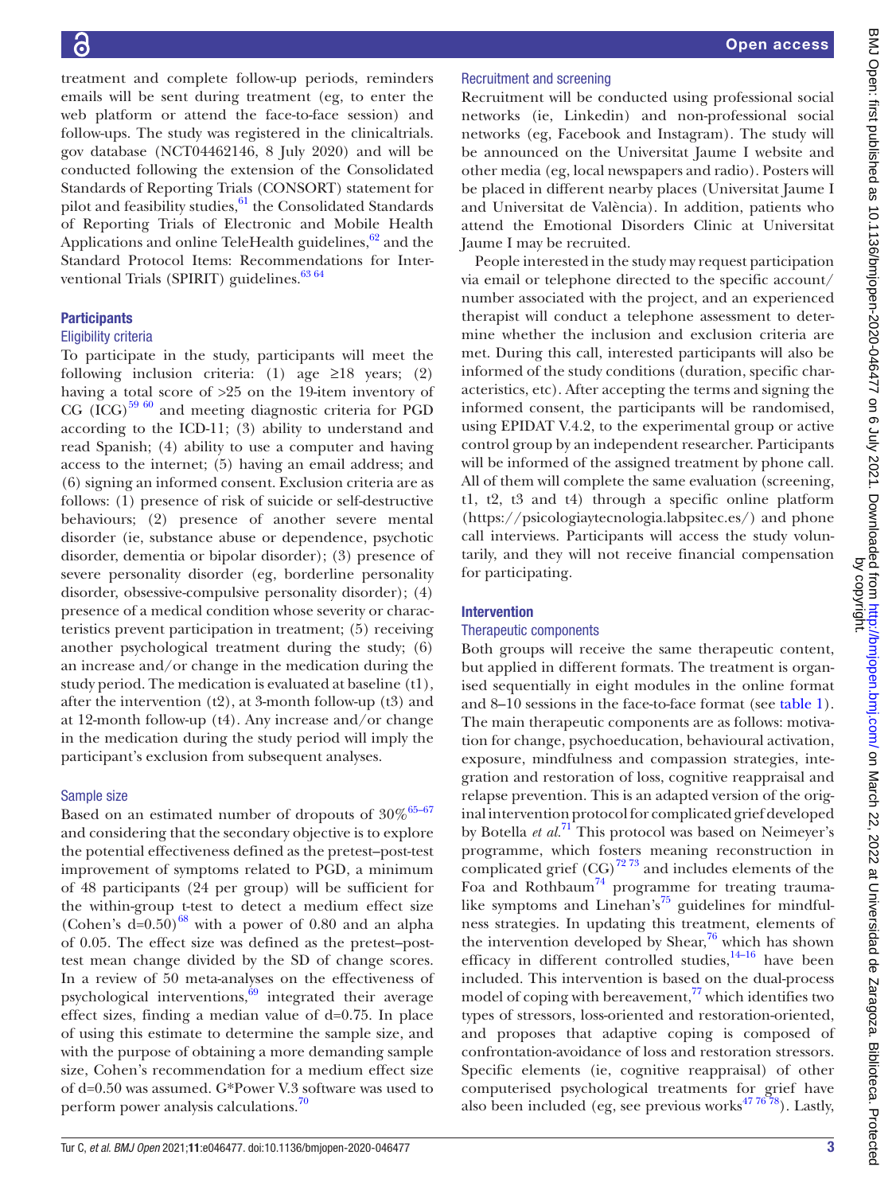treatment and complete follow-up periods, reminders emails will be sent during treatment (eg, to enter the web platform or attend the face-to-face session) and follow-ups. The study was registered in the clinicaltrials.gov database (NCT04462146, 8 July 2020) and will be conducted following the extension of the Consolidated Standards of Reporting Trials (CONSORT) statement for pilot and feasibility studies,[61] the Consolidated Standards of Reporting Trials of Electronic and Mobile Health Applications and online TeleHealth guidelines,[62] and the Standard Protocol Items: Recommendations for Interventional Trials (SPIRIT) guidelines.[63 64]

## Participants

### Eligibility criteria

To participate in the study, participants will meet the following inclusion criteria: (1) age ≥18 years; (2) having a total score of >25 on the 19-item inventory of CG (ICG)[59 60] and meeting diagnostic criteria for PGD according to the ICD-11; (3) ability to understand and read Spanish; (4) ability to use a computer and having access to the internet; (5) having an email address; and (6) signing an informed consent. Exclusion criteria are as follows: (1) presence of risk of suicide or self-destructive behaviours; (2) presence of another severe mental disorder (ie, substance abuse or dependence, psychotic disorder, dementia or bipolar disorder); (3) presence of severe personality disorder (eg, borderline personality disorder, obsessive-compulsive personality disorder); (4) presence of a medical condition whose severity or characteristics prevent participation in treatment; (5) receiving another psychological treatment during the study; (6) an increase and/or change in the medication during the study period. The medication is evaluated at baseline (t1), after the intervention (t2), at 3-month follow-up (t3) and at 12-month follow-up (t4). Any increase and/or change in the medication during the study period will imply the participant's exclusion from subsequent analyses.

### Sample size

Based on an estimated number of dropouts of 30%[65–67] and considering that the secondary objective is to explore the potential effectiveness defined as the pretest–post-test improvement of symptoms related to PGD, a minimum of 48 participants (24 per group) will be sufficient for the within-group t-test to detect a medium effect size (Cohen's d=0.50)[68] with a power of 0.80 and an alpha of 0.05. The effect size was defined as the pretest–post-test mean change divided by the SD of change scores. In a review of 50 meta-analyses on the effectiveness of psychological interventions,[69] integrated their average effect sizes, finding a median value of d=0.75. In place of using this estimate to determine the sample size, and with the purpose of obtaining a more demanding sample size, Cohen's recommendation for a medium effect size of d=0.50 was assumed. G*Power V.3 software was used to perform power analysis calculations.[70]

### Recruitment and screening

Recruitment will be conducted using professional social networks (ie, Linkedin) and non-professional social networks (eg, Facebook and Instagram). The study will be announced on the Universitat Jaume I website and other media (eg, local newspapers and radio). Posters will be placed in different nearby places (Universitat Jaume I and Universitat de València). In addition, patients who attend the Emotional Disorders Clinic at Universitat Jaume I may be recruited.

People interested in the study may request participation via email or telephone directed to the specific account/number associated with the project, and an experienced therapist will conduct a telephone assessment to determine whether the inclusion and exclusion criteria are met. During this call, interested participants will also be informed of the study conditions (duration, specific characteristics, etc). After accepting the terms and signing the informed consent, the participants will be randomised, using EPIDAT V.4.2, to the experimental group or active control group by an independent researcher. Participants will be informed of the assigned treatment by phone call. All of them will complete the same evaluation (screening, t1, t2, t3 and t4) through a specific online platform (https://psicologiaytecnologia.labpsitec.es/) and phone call interviews. Participants will access the study voluntarily, and they will not receive financial compensation for participating.

## Intervention

### Therapeutic components

Both groups will receive the same therapeutic content, but applied in different formats. The treatment is organised sequentially in eight modules in the online format and 8–10 sessions in the face-to-face format (see table 1). The main therapeutic components are as follows: motivation for change, psychoeducation, behavioural activation, exposure, mindfulness and compassion strategies, integration and restoration of loss, cognitive reappraisal and relapse prevention. This is an adapted version of the original intervention protocol for complicated grief developed by Botella *et al*.[71] This protocol was based on Neimeyer's programme, which fosters meaning reconstruction in complicated grief (CG)[72 73] and includes elements of the Foa and Rothbaum[74] programme for treating trauma-like symptoms and Linehan's[75] guidelines for mindfulness strategies. In updating this treatment, elements of the intervention developed by Shear,[76] which has shown efficacy in different controlled studies,[14–16] have been included. This intervention is based on the dual-process model of coping with bereavement,[77] which identifies two types of stressors, loss-oriented and restoration-oriented, and proposes that adaptive coping is composed of confrontation-avoidance of loss and restoration stressors. Specific elements (ie, cognitive reappraisal) of other computerised psychological treatments for grief have also been included (eg, see previous works[47 76 78]). Lastly,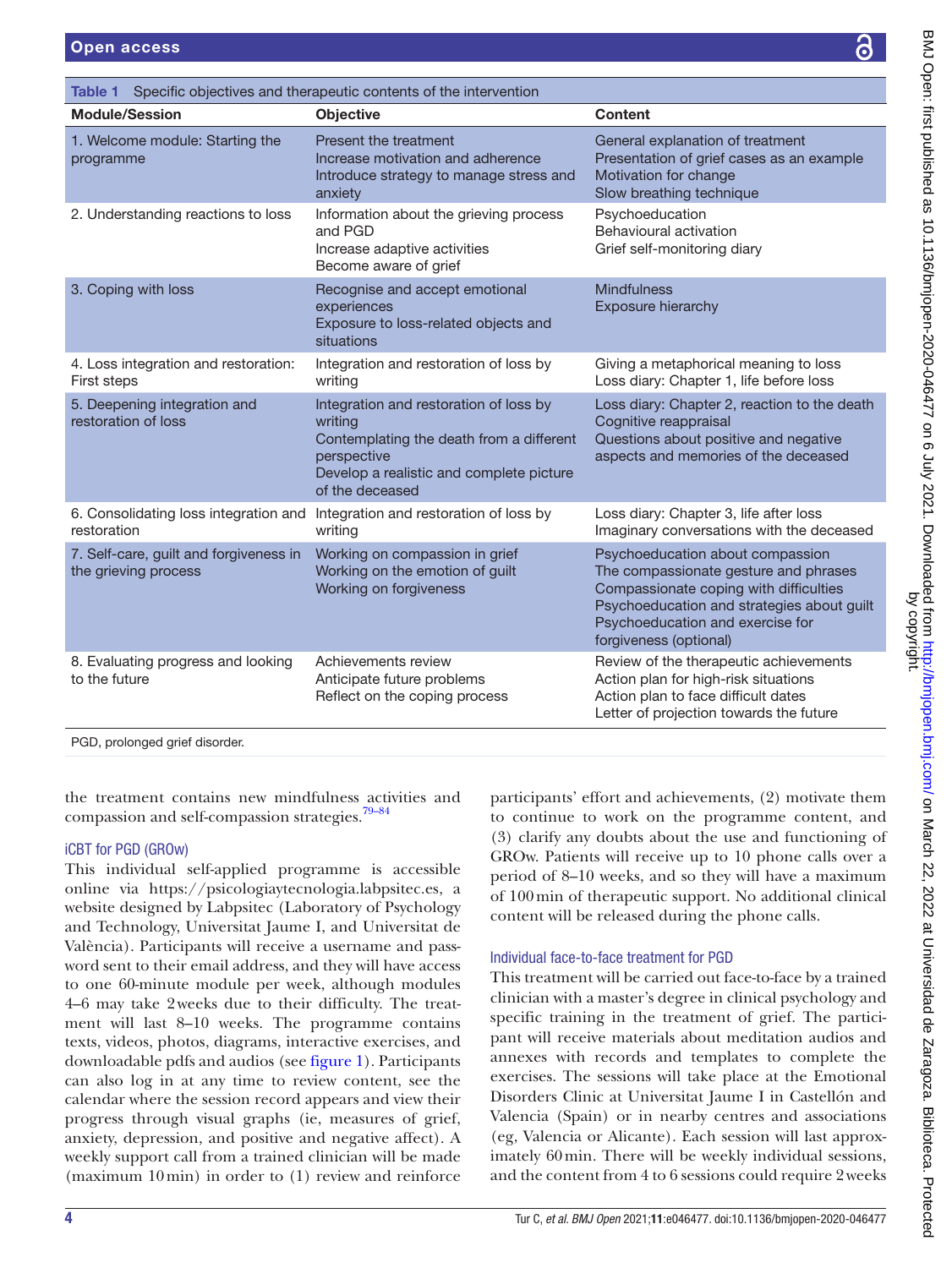**Table 1** Specific objectives and therapeutic contents of the intervention

| Module/Session | Objective | Content |
|---|---|---|
| 1. Welcome module: Starting the programme | Present the treatment<br>Increase motivation and adherence<br>Introduce strategy to manage stress and anxiety | General explanation of treatment<br>Presentation of grief cases as an example<br>Motivation for change<br>Slow breathing technique |
| 2. Understanding reactions to loss | Information about the grieving process and PGD<br>Increase adaptive activities<br>Become aware of grief | Psychoeducation<br>Behavioural activation<br>Grief self-monitoring diary |
| 3. Coping with loss | Recognise and accept emotional experiences<br>Exposure to loss-related objects and situations | Mindfulness<br>Exposure hierarchy |
| 4. Loss integration and restoration: First steps | Integration and restoration of loss by writing | Giving a metaphorical meaning to loss<br>Loss diary: Chapter 1, life before loss |
| 5. Deepening integration and restoration of loss | Integration and restoration of loss by writing<br>Contemplating the death from a different perspective<br>Develop a realistic and complete picture of the deceased | Loss diary: Chapter 2, reaction to the death<br>Cognitive reappraisal<br>Questions about positive and negative aspects and memories of the deceased |
| 6. Consolidating loss integration and restoration | Integration and restoration of loss by writing | Loss diary: Chapter 3, life after loss<br>Imaginary conversations with the deceased |
| 7. Self-care, guilt and forgiveness in the grieving process | Working on compassion in grief<br>Working on the emotion of guilt<br>Working on forgiveness | Psychoeducation about compassion<br>The compassionate gesture and phrases<br>Compassionate coping with difficulties<br>Psychoeducation and strategies about guilt<br>Psychoeducation and exercise for forgiveness (optional) |
| 8. Evaluating progress and looking to the future | Achievements review<br>Anticipate future problems<br>Reflect on the coping process | Review of the therapeutic achievements<br>Action plan for high-risk situations<br>Action plan to face difficult dates<br>Letter of projection towards the future |

PGD, prolonged grief disorder.

the treatment contains new mindfulness activities and compassion and self-compassion strategies.[79–84]

### iCBT for PGD (GROw)

This individual self-applied programme is accessible online via https://psicologiaytecnologia.labpsitec.es, a website designed by Labpsitec (Laboratory of Psychology and Technology, Universitat Jaume I, and Universitat de València). Participants will receive a username and password sent to their email address, and they will have access to one 60-minute module per week, although modules 4–6 may take 2 weeks due to their difficulty. The treatment will last 8–10 weeks. The programme contains texts, videos, photos, diagrams, interactive exercises, and downloadable pdfs and audios (see figure 1). Participants can also log in at any time to review content, see the calendar where the session record appears and view their progress through visual graphs (ie, measures of grief, anxiety, depression, and positive and negative affect). A weekly support call from a trained clinician will be made (maximum 10 min) in order to (1) review and reinforce participants' effort and achievements, (2) motivate them to continue to work on the programme content, and (3) clarify any doubts about the use and functioning of GROw. Patients will receive up to 10 phone calls over a period of 8–10 weeks, and so they will have a maximum of 100 min of therapeutic support. No additional clinical content will be released during the phone calls.

### Individual face-to-face treatment for PGD

This treatment will be carried out face-to-face by a trained clinician with a master's degree in clinical psychology and specific training in the treatment of grief. The participant will receive materials about meditation audios and annexes with records and templates to complete the exercises. The sessions will take place at the Emotional Disorders Clinic at Universitat Jaume I in Castellón and Valencia (Spain) or in nearby centres and associations (eg, Valencia or Alicante). Each session will last approximately 60 min. There will be weekly individual sessions, and the content from 4 to 6 sessions could require 2 weeks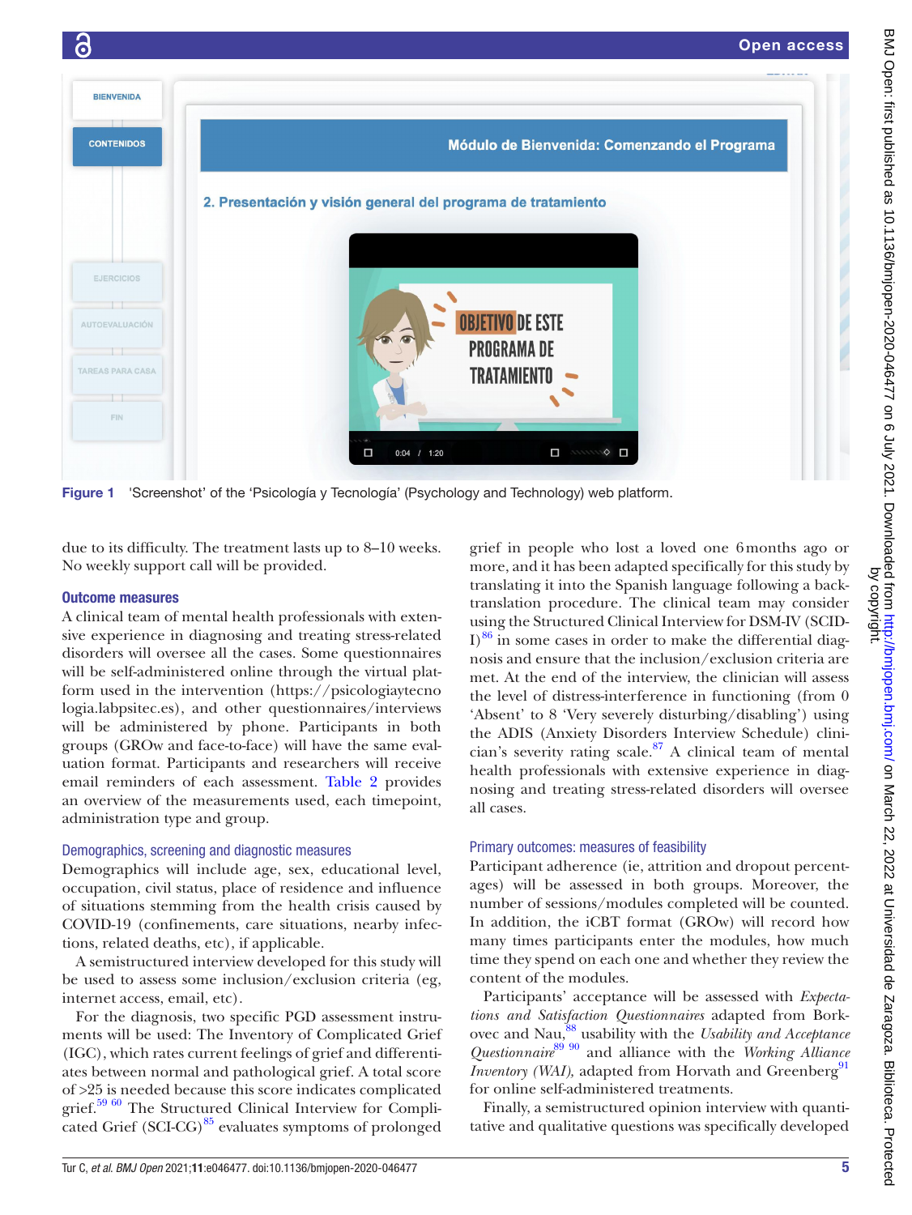Figure 1 'Screenshot' of the 'Psicología y Tecnología' (Psychology and Technology) web platform.

due to its difficulty. The treatment lasts up to 8–10 weeks. No weekly support call will be provided.

### Outcome measures

A clinical team of mental health professionals with extensive experience in diagnosing and treating stress-related disorders will oversee all the cases. Some questionnaires will be self-administered online through the virtual platform used in the intervention (https://psicologiaytecnologia.labpsitec.es), and other questionnaires/interviews will be administered by phone. Participants in both groups (GROw and face-to-face) will have the same evaluation format. Participants and researchers will receive email reminders of each assessment. Table 2 provides an overview of the measurements used, each timepoint, administration type and group.

#### Demographics, screening and diagnostic measures

Demographics will include age, sex, educational level, occupation, civil status, place of residence and influence of situations stemming from the health crisis caused by COVID-19 (confinements, care situations, nearby infections, related deaths, etc), if applicable.

A semistructured interview developed for this study will be used to assess some inclusion/exclusion criteria (eg, internet access, email, etc).

For the diagnosis, two specific PGD assessment instruments will be used: The Inventory of Complicated Grief (IGC), which rates current feelings of grief and differentiates between normal and pathological grief. A total score of >25 is needed because this score indicates complicated grief.[59 60] The Structured Clinical Interview for Complicated Grief (SCI-CG)[85] evaluates symptoms of prolonged grief in people who lost a loved one 6 months ago or more, and it has been adapted specifically for this study by translating it into the Spanish language following a back-translation procedure. The clinical team may consider using the Structured Clinical Interview for DSM-IV (SCID-I)[86] in some cases in order to make the differential diagnosis and ensure that the inclusion/exclusion criteria are met. At the end of the interview, the clinician will assess the level of distress-interference in functioning (from 0 'Absent' to 8 'Very severely disturbing/disabling') using the ADIS (Anxiety Disorders Interview Schedule) clinician's severity rating scale.[87] A clinical team of mental health professionals with extensive experience in diagnosing and treating stress-related disorders will oversee all cases.

#### Primary outcomes: measures of feasibility

Participant adherence (ie, attrition and dropout percentages) will be assessed in both groups. Moreover, the number of sessions/modules completed will be counted. In addition, the iCBT format (GROw) will record how many times participants enter the modules, how much time they spend on each one and whether they review the content of the modules.

Participants' acceptance will be assessed with *Expectations and Satisfaction Questionnaires* adapted from Borkovec and Nau,[88] usability with the *Usability and Acceptance Questionnaire*[89 90] and alliance with the *Working Alliance Inventory (WAI),* adapted from Horvath and Greenberg[91] for online self-administered treatments.

Finally, a semistructured opinion interview with quantitative and qualitative questions was specifically developed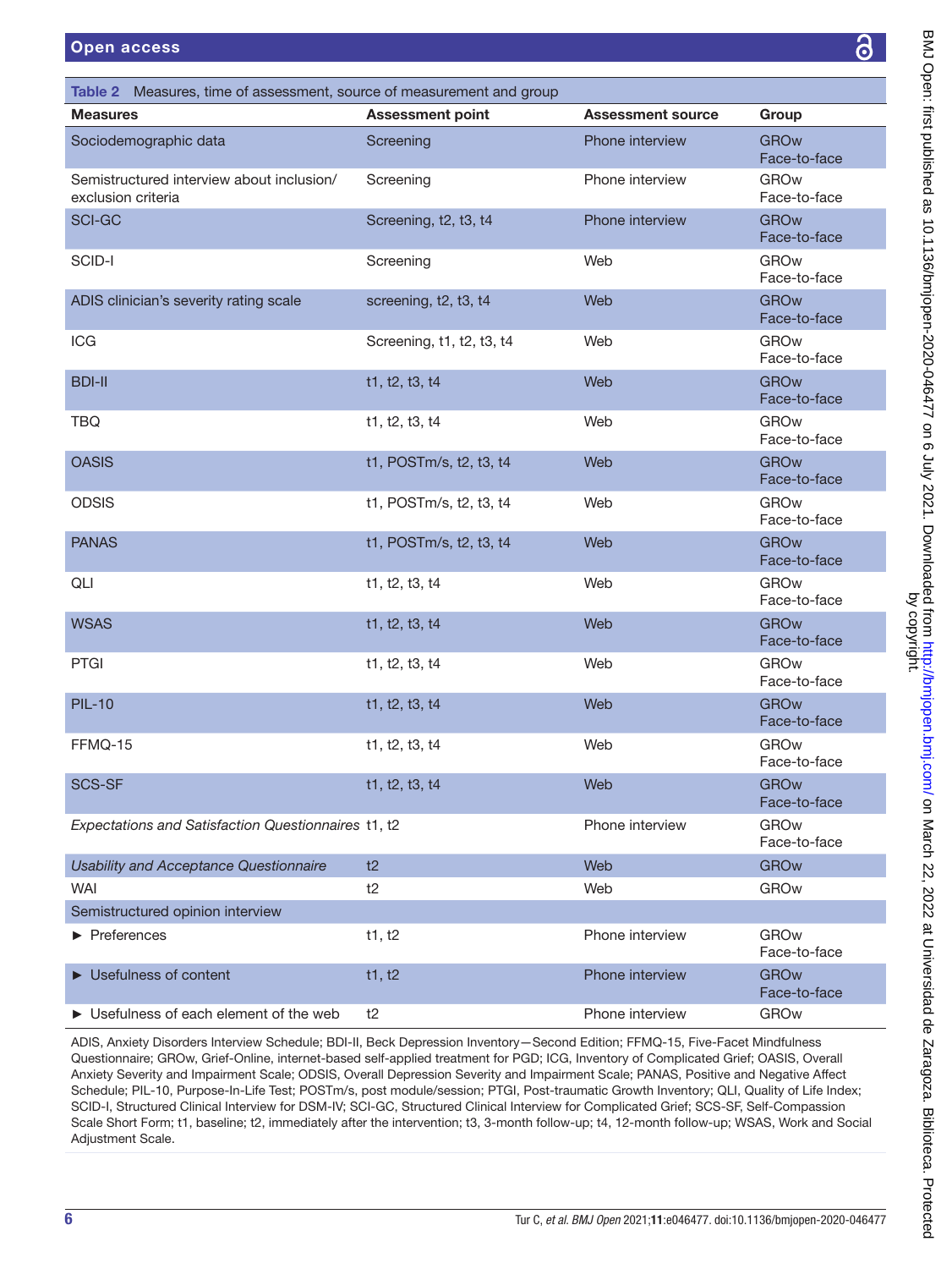**Table 2** Measures, time of assessment, source of measurement and group

| Measures | Assessment point | Assessment source | Group |
|---|---|---|---|
| Sociodemographic data | Screening | Phone interview | GROw<br>Face-to-face |
| Semistructured interview about inclusion/exclusion criteria | Screening | Phone interview | GROw<br>Face-to-face |
| SCI-GC | Screening, t2, t3, t4 | Phone interview | GROw<br>Face-to-face |
| SCID-I | Screening | Web | GROw<br>Face-to-face |
| ADIS clinician's severity rating scale | screening, t2, t3, t4 | Web | GROw<br>Face-to-face |
| ICG | Screening, t1, t2, t3, t4 | Web | GROw<br>Face-to-face |
| BDI-II | t1, t2, t3, t4 | Web | GROw<br>Face-to-face |
| TBQ | t1, t2, t3, t4 | Web | GROw<br>Face-to-face |
| OASIS | t1, POSTm/s, t2, t3, t4 | Web | GROw<br>Face-to-face |
| ODSIS | t1, POSTm/s, t2, t3, t4 | Web | GROw<br>Face-to-face |
| PANAS | t1, POSTm/s, t2, t3, t4 | Web | GROw<br>Face-to-face |
| QLI | t1, t2, t3, t4 | Web | GROw<br>Face-to-face |
| WSAS | t1, t2, t3, t4 | Web | GROw<br>Face-to-face |
| PTGI | t1, t2, t3, t4 | Web | GROw<br>Face-to-face |
| PIL-10 | t1, t2, t3, t4 | Web | GROw<br>Face-to-face |
| FFMQ-15 | t1, t2, t3, t4 | Web | GROw<br>Face-to-face |
| SCS-SF | t1, t2, t3, t4 | Web | GROw<br>Face-to-face |
| *Expectations and Satisfaction Questionnaires* | t1, t2 | Phone interview | GROw<br>Face-to-face |
| *Usability and Acceptance Questionnaire* | t2 | Web | GROw |
| WAI | t2 | Web | GROw |
| Semistructured opinion interview | | | |
| ► Preferences | t1, t2 | Phone interview | GROw<br>Face-to-face |
| ► Usefulness of content | t1, t2 | Phone interview | GROw<br>Face-to-face |
| ► Usefulness of each element of the web | t2 | Phone interview | GROw |

ADIS, Anxiety Disorders Interview Schedule; BDI-II, Beck Depression Inventory—Second Edition; FFMQ-15, Five-Facet Mindfulness Questionnaire; GROw, Grief-Online, internet-based self-applied treatment for PGD; ICG, Inventory of Complicated Grief; OASIS, Overall Anxiety Severity and Impairment Scale; ODSIS, Overall Depression Severity and Impairment Scale; PANAS, Positive and Negative Affect Schedule; PIL-10, Purpose-In-Life Test; POSTm/s, post module/session; PTGI, Post-traumatic Growth Inventory; QLI, Quality of Life Index; SCID-I, Structured Clinical Interview for DSM-IV; SCI-GC, Structured Clinical Interview for Complicated Grief; SCS-SF, Self-Compassion Scale Short Form; t1, baseline; t2, immediately after the intervention; t3, 3-month follow-up; t4, 12-month follow-up; WSAS, Work and Social Adjustment Scale.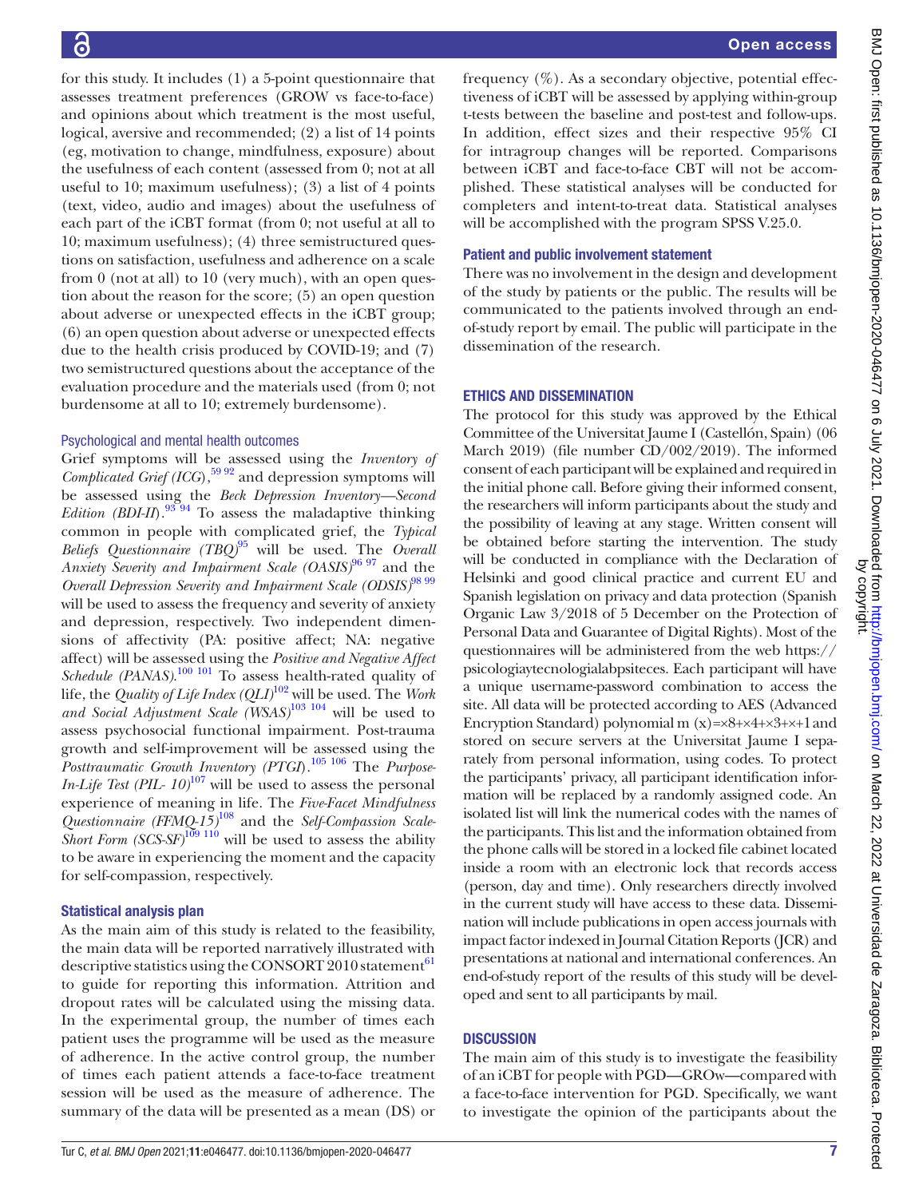for this study. It includes (1) a 5-point questionnaire that assesses treatment preferences (GROW vs face-to-face) and opinions about which treatment is the most useful, logical, aversive and recommended; (2) a list of 14 points (eg, motivation to change, mindfulness, exposure) about the usefulness of each content (assessed from 0; not at all useful to 10; maximum usefulness); (3) a list of 4 points (text, video, audio and images) about the usefulness of each part of the iCBT format (from 0; not useful at all to 10; maximum usefulness); (4) three semistructured questions on satisfaction, usefulness and adherence on a scale from 0 (not at all) to 10 (very much), with an open question about the reason for the score; (5) an open question about adverse or unexpected effects in the iCBT group; (6) an open question about adverse or unexpected effects due to the health crisis produced by COVID-19; and (7) two semistructured questions about the acceptance of the evaluation procedure and the materials used (from 0; not burdensome at all to 10; extremely burdensome).

### Psychological and mental health outcomes

Grief symptoms will be assessed using the *Inventory of Complicated Grief (ICG)*,[59 92] and depression symptoms will be assessed using the *Beck Depression Inventory—Second Edition (BDI-II)*.[93 94] To assess the maladaptive thinking common in people with complicated grief, the *Typical Beliefs Questionnaire (TBQ)*[95] will be used. The *Overall Anxiety Severity and Impairment Scale (OASIS)*[96 97] and the *Overall Depression Severity and Impairment Scale (ODSIS)*[98 99] will be used to assess the frequency and severity of anxiety and depression, respectively. Two independent dimensions of affectivity (PA: positive affect; NA: negative affect) will be assessed using the *Positive and Negative Affect Schedule (PANAS)*.[100 101] To assess health-rated quality of life, the *Quality of Life Index (QLI)*[102] will be used. The *Work and Social Adjustment Scale (WSAS)*[103 104] will be used to assess psychosocial functional impairment. Post-trauma growth and self-improvement will be assessed using the *Posttraumatic Growth Inventory (PTGI)*.[105 106] The *Purpose-In-Life Test (PIL- 10)*[107] will be used to assess the personal experience of meaning in life. The *Five-Facet Mindfulness Questionnaire (FFMQ-15)*[108] and the *Self-Compassion Scale-Short Form (SCS-SF)*[109 110] will be used to assess the ability to be aware in experiencing the moment and the capacity for self-compassion, respectively.

### Statistical analysis plan

As the main aim of this study is related to the feasibility, the main data will be reported narratively illustrated with descriptive statistics using the CONSORT 2010 statement[61] to guide for reporting this information. Attrition and dropout rates will be calculated using the missing data. In the experimental group, the number of times each patient uses the programme will be used as the measure of adherence. In the active control group, the number of times each patient attends a face-to-face treatment session will be used as the measure of adherence. The summary of the data will be presented as a mean (DS) or frequency (%). As a secondary objective, potential effectiveness of iCBT will be assessed by applying within-group t-tests between the baseline and post-test and follow-ups. In addition, effect sizes and their respective 95% CI for intragroup changes will be reported. Comparisons between iCBT and face-to-face CBT will not be accomplished. These statistical analyses will be conducted for completers and intent-to-treat data. Statistical analyses will be accomplished with the program SPSS V.25.0.

### Patient and public involvement statement

There was no involvement in the design and development of the study by patients or the public. The results will be communicated to the patients involved through an end-of-study report by email. The public will participate in the dissemination of the research.

## ETHICS AND DISSEMINATION

The protocol for this study was approved by the Ethical Committee of the Universitat Jaume I (Castellón, Spain) (06 March 2019) (file number CD/002/2019). The informed consent of each participant will be explained and required in the initial phone call. Before giving their informed consent, the researchers will inform participants about the study and the possibility of leaving at any stage. Written consent will be obtained before starting the intervention. The study will be conducted in compliance with the Declaration of Helsinki and good clinical practice and current EU and Spanish legislation on privacy and data protection (Spanish Organic Law 3/2018 of 5 December on the Protection of Personal Data and Guarantee of Digital Rights). Most of the questionnaires will be administered from the web https://psicologiaytecnologialabpsiteces. Each participant will have a unique username-password combination to access the site. All data will be protected according to AES (Advanced Encryption Standard) polynomial m (x)=×8+×4+×3+×+1 and stored on secure servers at the Universitat Jaume I separately from personal information, using codes. To protect the participants' privacy, all participant identification information will be replaced by a randomly assigned code. An isolated list will link the numerical codes with the names of the participants. This list and the information obtained from the phone calls will be stored in a locked file cabinet located inside a room with an electronic lock that records access (person, day and time). Only researchers directly involved in the current study will have access to these data. Dissemination will include publications in open access journals with impact factor indexed in Journal Citation Reports (JCR) and presentations at national and international conferences. An end-of-study report of the results of this study will be developed and sent to all participants by mail.

## DISCUSSION

The main aim of this study is to investigate the feasibility of an iCBT for people with PGD—GROw—compared with a face-to-face intervention for PGD. Specifically, we want to investigate the opinion of the participants about the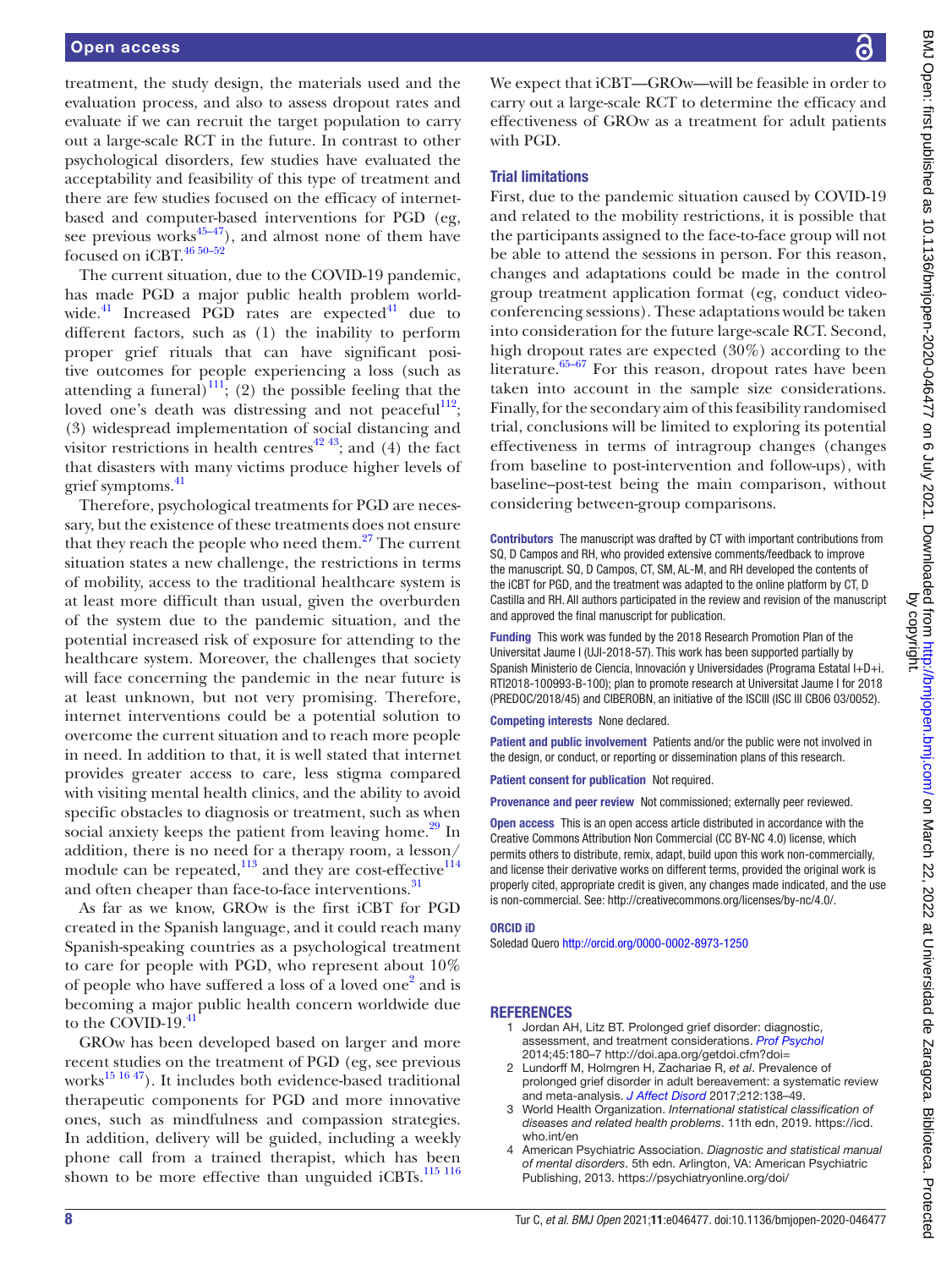treatment, the study design, the materials used and the evaluation process, and also to assess dropout rates and evaluate if we can recruit the target population to carry out a large-scale RCT in the future. In contrast to other psychological disorders, few studies have evaluated the acceptability and feasibility of this type of treatment and there are few studies focused on the efficacy of internet-based and computer-based interventions for PGD (eg, see previous works[45–47]), and almost none of them have focused on iCBT.[46 50–52]

The current situation, due to the COVID-19 pandemic, has made PGD a major public health problem worldwide.[41] Increased PGD rates are expected[41] due to different factors, such as (1) the inability to perform proper grief rituals that can have significant positive outcomes for people experiencing a loss (such as attending a funeral)[111]; (2) the possible feeling that the loved one's death was distressing and not peaceful[112]; (3) widespread implementation of social distancing and visitor restrictions in health centres[42 43]; and (4) the fact that disasters with many victims produce higher levels of grief symptoms.[41]

Therefore, psychological treatments for PGD are necessary, but the existence of these treatments does not ensure that they reach the people who need them.[27] The current situation states a new challenge, the restrictions in terms of mobility, access to the traditional healthcare system is at least more difficult than usual, given the overburden of the system due to the pandemic situation, and the potential increased risk of exposure for attending to the healthcare system. Moreover, the challenges that society will face concerning the pandemic in the near future is at least unknown, but not very promising. Therefore, internet interventions could be a potential solution to overcome the current situation and to reach more people in need. In addition to that, it is well stated that internet provides greater access to care, less stigma compared with visiting mental health clinics, and the ability to avoid specific obstacles to diagnosis or treatment, such as when social anxiety keeps the patient from leaving home.[29] In addition, there is no need for a therapy room, a lesson/module can be repeated,[113] and they are cost-effective[114] and often cheaper than face-to-face interventions.[31]

As far as we know, GROw is the first iCBT for PGD created in the Spanish language, and it could reach many Spanish-speaking countries as a psychological treatment to care for people with PGD, who represent about 10% of people who have suffered a loss of a loved one[2] and is becoming a major public health concern worldwide due to the COVID-19.[41]

GROw has been developed based on larger and more recent studies on the treatment of PGD (eg, see previous works[15 16 47]). It includes both evidence-based traditional therapeutic components for PGD and more innovative ones, such as mindfulness and compassion strategies. In addition, delivery will be guided, including a weekly phone call from a trained therapist, which has been shown to be more effective than unguided iCBTs.[115 116]

We expect that iCBT—GROw—will be feasible in order to carry out a large-scale RCT to determine the efficacy and effectiveness of GROw as a treatment for adult patients with PGD.

## Trial limitations

First, due to the pandemic situation caused by COVID-19 and related to the mobility restrictions, it is possible that the participants assigned to the face-to-face group will not be able to attend the sessions in person. For this reason, changes and adaptations could be made in the control group treatment application format (eg, conduct videoconferencing sessions). These adaptations would be taken into consideration for the future large-scale RCT. Second, high dropout rates are expected (30%) according to the literature.[65–67] For this reason, dropout rates have been taken into account in the sample size considerations. Finally, for the secondary aim of this feasibility randomised trial, conclusions will be limited to exploring its potential effectiveness in terms of intragroup changes (changes from baseline to post-intervention and follow-ups), with baseline–post-test being the main comparison, without considering between-group comparisons.

**Contributors** The manuscript was drafted by CT with important contributions from SQ, D Campos and RH, who provided extensive comments/feedback to improve the manuscript. SQ, D Campos, CT, SM, AL-M, and RH developed the contents of the iCBT for PGD, and the treatment was adapted to the online platform by CT, D Castilla and RH. All authors participated in the review and revision of the manuscript and approved the final manuscript for publication.

**Funding** This work was funded by the 2018 Research Promotion Plan of the Universitat Jaume I (UJI-2018-57). This work has been supported partially by Spanish Ministerio de Ciencia, Innovación y Universidades (Programa Estatal I+D+i. RTI2018-100993-B-100); plan to promote research at Universitat Jaume I for 2018 (PREDOC/2018/45) and CIBEROBN, an initiative of the ISCIII (ISC III CB06 03/0052).

**Competing interests** None declared.

**Patient and public involvement** Patients and/or the public were not involved in the design, or conduct, or reporting or dissemination plans of this research.

**Patient consent for publication** Not required.

**Provenance and peer review** Not commissioned; externally peer reviewed.

**Open access** This is an open access article distributed in accordance with the Creative Commons Attribution Non Commercial (CC BY-NC 4.0) license, which permits others to distribute, remix, adapt, build upon this work non-commercially, and license their derivative works on different terms, provided the original work is properly cited, appropriate credit is given, any changes made indicated, and the use is non-commercial. See: http://creativecommons.org/licenses/by-nc/4.0/.

**ORCID iD**

Soledad Quero http://orcid.org/0000-0002-8973-1250

## REFERENCES

1. Jordan AH, Litz BT. Prolonged grief disorder: diagnostic, assessment, and treatment considerations. *Prof Psychol* 2014;45:180–7 http://doi.apa.org/getdoi.cfm?doi=
2. Lundorff M, Holmgren H, Zachariae R, *et al*. Prevalence of prolonged grief disorder in adult bereavement: a systematic review and meta-analysis. *J Affect Disord* 2017;212:138–49.
3. World Health Organization. *International statistical classification of diseases and related health problems*. 11th edn, 2019. https://icd.who.int/en
4. American Psychiatric Association. *Diagnostic and statistical manual of mental disorders*. 5th edn. Arlington, VA: American Psychiatric Publishing, 2013. https://psychiatryonline.org/doi/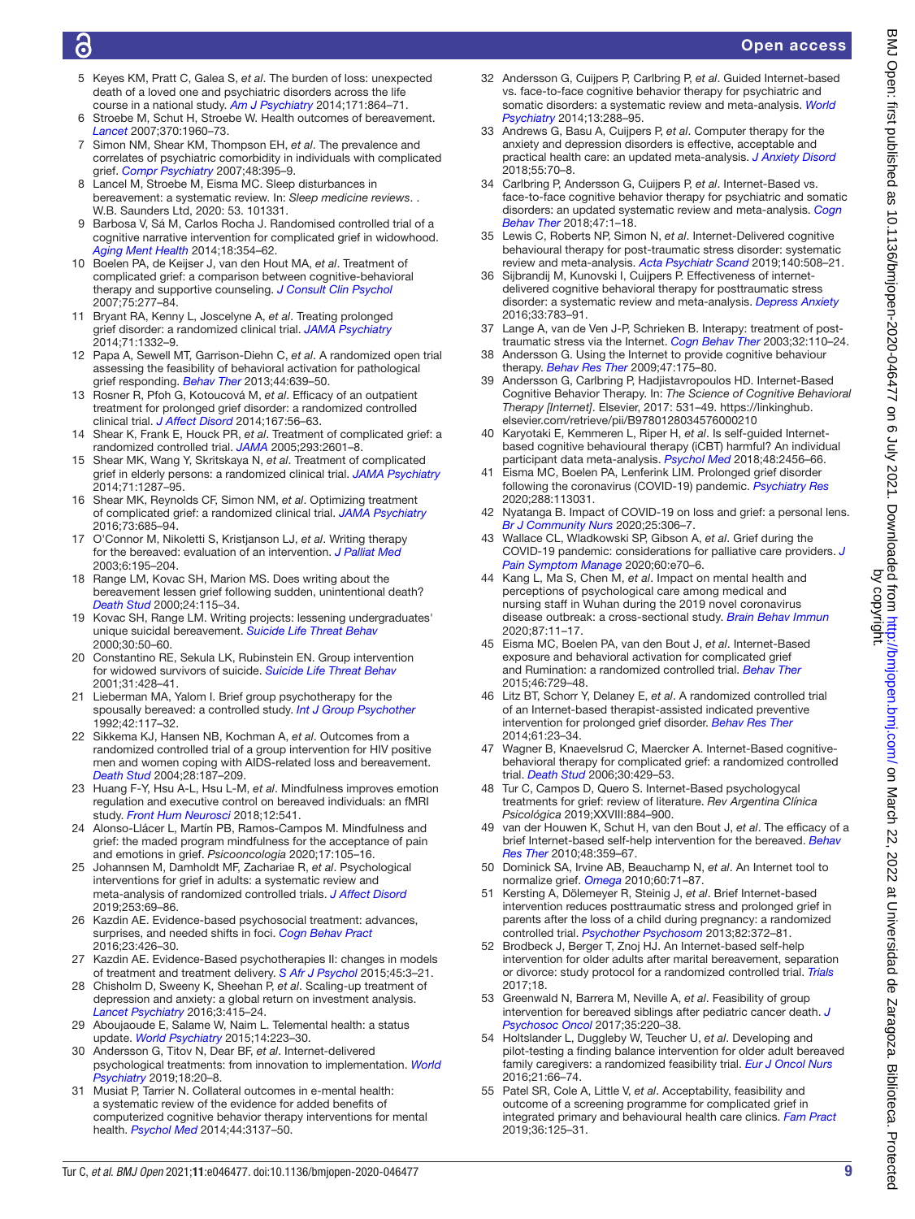5 Keyes KM, Pratt C, Galea S, *et al*. The burden of loss: unexpected death of a loved one and psychiatric disorders across the life course in a national study. *Am J Psychiatry* 2014;171:864–71.
6 Stroebe M, Schut H, Stroebe W. Health outcomes of bereavement. *Lancet* 2007;370:1960–73.
7 Simon NM, Shear KM, Thompson EH, *et al*. The prevalence and correlates of psychiatric comorbidity in individuals with complicated grief. *Compr Psychiatry* 2007;48:395–9.
8 Lancel M, Stroebe M, Eisma MC. Sleep disturbances in bereavement: a systematic review. In: *Sleep medicine reviews*. . W.B. Saunders Ltd, 2020: 53. 101331.
9 Barbosa V, Sá M, Carlos Rocha J. Randomised controlled trial of a cognitive narrative intervention for complicated grief in widowhood. *Aging Ment Health* 2014;18:354–62.
10 Boelen PA, de Keijser J, van den Hout MA, *et al*. Treatment of complicated grief: a comparison between cognitive-behavioral therapy and supportive counseling. *J Consult Clin Psychol* 2007;75:277–84.
11 Bryant RA, Kenny L, Joscelyne A, *et al*. Treating prolonged grief disorder: a randomized clinical trial. *JAMA Psychiatry* 2014;71:1332–9.
12 Papa A, Sewell MT, Garrison-Diehn C, *et al*. A randomized open trial assessing the feasibility of behavioral activation for pathological grief responding. *Behav Ther* 2013;44:639–50.
13 Rosner R, Pfoh G, Kotoučová M, *et al*. Efficacy of an outpatient treatment for prolonged grief disorder: a randomized controlled clinical trial. *J Affect Disord* 2014;167:56–63.
14 Shear K, Frank E, Houck PR, *et al*. Treatment of complicated grief: a randomized controlled trial. *JAMA* 2005;293:2601–8.
15 Shear MK, Wang Y, Skritskaya N, *et al*. Treatment of complicated grief in elderly persons: a randomized clinical trial. *JAMA Psychiatry* 2014;71:1287–95.
16 Shear MK, Reynolds CF, Simon NM, *et al*. Optimizing treatment of complicated grief: a randomized clinical trial. *JAMA Psychiatry* 2016;73:685–94.
17 O'Connor M, Nikoletti S, Kristjanson LJ, *et al*. Writing therapy for the bereaved: evaluation of an intervention. *J Palliat Med* 2003;6:195–204.
18 Range LM, Kovac SH, Marion MS. Does writing about the bereavement lessen grief following sudden, unintentional death? *Death Stud* 2000;24:115–34.
19 Kovac SH, Range LM. Writing projects: lessening undergraduates' unique suicidal bereavement. *Suicide Life Threat Behav* 2000;30:50–60.
20 Constantino RE, Sekula LK, Rubinstein EN. Group intervention for widowed survivors of suicide. *Suicide Life Threat Behav* 2001;31:428–41.
21 Lieberman MA, Yalom I. Brief group psychotherapy for the spousally bereaved: a controlled study. *Int J Group Psychother* 1992;42:117–32.
22 Sikkema KJ, Hansen NB, Kochman A, *et al*. Outcomes from a randomized controlled trial of a group intervention for HIV positive men and women coping with AIDS-related loss and bereavement. *Death Stud* 2004;28:187–209.
23 Huang F-Y, Hsu A-L, Hsu L-M, *et al*. Mindfulness improves emotion regulation and executive control on bereaved individuals: an fMRI study. *Front Hum Neurosci* 2018;12:541.
24 Alonso-Llácer L, Martín PB, Ramos-Campos M. Mindfulness and grief: the maded program mindfulness for the acceptance of pain and emotions in grief. *Psicooncologia* 2020;17:105–16.
25 Johannsen M, Damholdt MF, Zachariae R, *et al*. Psychological interventions for grief in adults: a systematic review and meta-analysis of randomized controlled trials. *J Affect Disord* 2019;253:69–86.
26 Kazdin AE. Evidence-based psychosocial treatment: advances, surprises, and needed shifts in foci. *Cogn Behav Pract* 2016;23:426–30.
27 Kazdin AE. Evidence-Based psychotherapies II: changes in models of treatment and treatment delivery. *S Afr J Psychol* 2015;45:3–21.
28 Chisholm D, Sweeny K, Sheehan P, *et al*. Scaling-up treatment of depression and anxiety: a global return on investment analysis. *Lancet Psychiatry* 2016;3:415–24.
29 Aboujaoude E, Salame W, Naim L. Telemental health: a status update. *World Psychiatry* 2015;14:223–30.
30 Andersson G, Titov N, Dear BF, *et al*. Internet-delivered psychological treatments: from innovation to implementation. *World Psychiatry* 2019;18:20–8.
31 Musiat P, Tarrier N. Collateral outcomes in e-mental health: a systematic review of the evidence for added benefits of computerized cognitive behavior therapy interventions for mental health. *Psychol Med* 2014;44:3137–50.
32 Andersson G, Cuijpers P, Carlbring P, *et al*. Guided Internet-based vs. face-to-face cognitive behavior therapy for psychiatric and somatic disorders: a systematic review and meta-analysis. *World Psychiatry* 2014;13:288–95.
33 Andrews G, Basu A, Cuijpers P, *et al*. Computer therapy for the anxiety and depression disorders is effective, acceptable and practical health care: an updated meta-analysis. *J Anxiety Disord* 2018;55:70–8.
34 Carlbring P, Andersson G, Cuijpers P, *et al*. Internet-Based vs. face-to-face cognitive behavior therapy for psychiatric and somatic disorders: an updated systematic review and meta-analysis. *Cogn Behav Ther* 2018;47:1–18.
35 Lewis C, Roberts NP, Simon N, *et al*. Internet-Delivered cognitive behavioural therapy for post-traumatic stress disorder: systematic review and meta-analysis. *Acta Psychiatr Scand* 2019;140:508–21.
36 Sijbrandij M, Kunovski I, Cuijpers P. Effectiveness of internet-delivered cognitive behavioral therapy for posttraumatic stress disorder: a systematic review and meta-analysis. *Depress Anxiety* 2016;33:783–91.
37 Lange A, van de Ven J-P, Schrieken B. Interapy: treatment of post-traumatic stress via the Internet. *Cogn Behav Ther* 2003;32:110–24.
38 Andersson G. Using the Internet to provide cognitive behaviour therapy. *Behav Res Ther* 2009;47:175–80.
39 Andersson G, Carlbring P, Hadjistavropoulos HD. Internet-Based Cognitive Behavior Therapy. In: *The Science of Cognitive Behavioral Therapy [Internet]*. Elsevier, 2017: 531–49. https://linkinghub.elsevier.com/retrieve/pii/B9780128034576000210
40 Karyotaki E, Kemmeren L, Riper H, *et al*. Is self-guided Internet-based cognitive behavioural therapy (iCBT) harmful? An individual participant data meta-analysis. *Psychol Med* 2018;48:2456–66.
41 Eisma MC, Boelen PA, Lenferink LIM. Prolonged grief disorder following the coronavirus (COVID-19) pandemic. *Psychiatry Res* 2020;288:113031.
42 Nyatanga B. Impact of COVID-19 on loss and grief: a personal lens. *Br J Community Nurs* 2020;25:306–7.
43 Wallace CL, Wladkowski SP, Gibson A, *et al*. Grief during the COVID-19 pandemic: considerations for palliative care providers. *J Pain Symptom Manage* 2020;60:e70–6.
44 Kang L, Ma S, Chen M, *et al*. Impact on mental health and perceptions of psychological care among medical and nursing staff in Wuhan during the 2019 novel coronavirus disease outbreak: a cross-sectional study. *Brain Behav Immun* 2020;87:11–17.
45 Eisma MC, Boelen PA, van den Bout J, *et al*. Internet-Based exposure and behavioral activation for complicated grief and Rumination: a randomized controlled trial. *Behav Ther* 2015;46:729–48.
46 Litz BT, Schorr Y, Delaney E, *et al*. A randomized controlled trial of an Internet-based therapist-assisted indicated preventive intervention for prolonged grief disorder. *Behav Res Ther* 2014;61:23–34.
47 Wagner B, Knaevelsrud C, Maercker A. Internet-Based cognitive-behavioral therapy for complicated grief: a randomized controlled trial. *Death Stud* 2006;30:429–53.
48 Tur C, Campos D, Quero S. Internet-Based psychologycal treatments for grief: review of literature. *Rev Argentina Clínica Psicológica* 2019;XXVIII:884–900.
49 van der Houwen K, Schut H, van den Bout J, *et al*. The efficacy of a brief Internet-based self-help intervention for the bereaved. *Behav Res Ther* 2010;48:359–67.
50 Dominick SA, Irvine AB, Beauchamp N, *et al*. An Internet tool to normalize grief. *Omega* 2010;60:71–87.
51 Kersting A, Dölemeyer R, Steinig J, *et al*. Brief Internet-based intervention reduces posttraumatic stress and prolonged grief in parents after the loss of a child during pregnancy: a randomized controlled trial. *Psychother Psychosom* 2013;82:372–81.
52 Brodbeck J, Berger T, Znoj HJ. An Internet-based self-help intervention for older adults after marital bereavement, separation or divorce: study protocol for a randomized controlled trial. *Trials* 2017;18.
53 Greenwald N, Barrera M, Neville A, *et al*. Feasibility of group intervention for bereaved siblings after pediatric cancer death. *J Psychosoc Oncol* 2017;35:220–38.
54 Holtslander L, Duggleby W, Teucher U, *et al*. Developing and pilot-testing a finding balance intervention for older adult bereaved family caregivers: a randomized feasibility trial. *Eur J Oncol Nurs* 2016;21:66–74.
55 Patel SR, Cole A, Little V, *et al*. Acceptability, feasibility and outcome of a screening programme for complicated grief in integrated primary and behavioural health care clinics. *Fam Pract* 2019;36:125–31.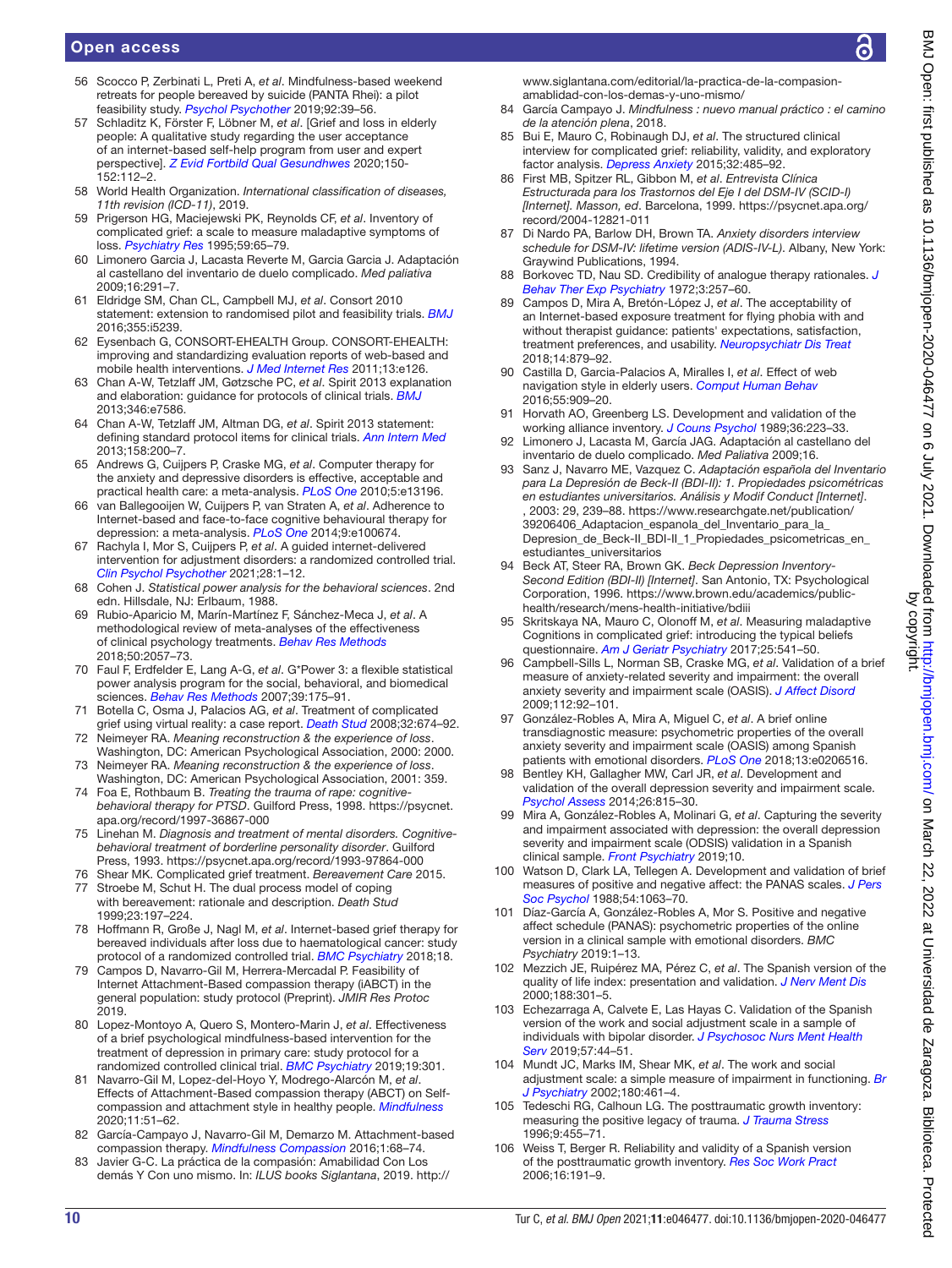56. Scocco P, Zerbinati L, Preti A, *et al*. Mindfulness-based weekend retreats for people bereaved by suicide (PANTA Rhei): a pilot feasibility study. *Psychol Psychother* 2019;92:39–56.
57. Schladitz K, Förster F, Löbner M, *et al*. [Grief and loss in elderly people: A qualitative study regarding the user acceptance of an internet-based self-help program from user and expert perspective]. *Z Evid Fortbild Qual Gesundhwes* 2020;150-152:112–2.
58. World Health Organization. *International classification of diseases, 11th revision (ICD-11)*, 2019.
59. Prigerson HG, Maciejewski PK, Reynolds CF, *et al*. Inventory of complicated grief: a scale to measure maladaptive symptoms of loss. *Psychiatry Res* 1995;59:65–79.
60. Limonero Garcia J, Lacasta Reverte M, Garcia Garcia J. Adaptación al castellano del inventario de duelo complicado. *Med paliativa* 2009;16:291–7.
61. Eldridge SM, Chan CL, Campbell MJ, *et al*. Consort 2010 statement: extension to randomised pilot and feasibility trials. *BMJ* 2016;355:i5239.
62. Eysenbach G, CONSORT-EHEALTH Group. CONSORT-EHEALTH: improving and standardizing evaluation reports of web-based and mobile health interventions. *J Med Internet Res* 2011;13:e126.
63. Chan A-W, Tetzlaff JM, Gøtzsche PC, *et al*. Spirit 2013 explanation and elaboration: guidance for protocols of clinical trials. *BMJ* 2013;346:e7586.
64. Chan A-W, Tetzlaff JM, Altman DG, *et al*. Spirit 2013 statement: defining standard protocol items for clinical trials. *Ann Intern Med* 2013;158:200–7.
65. Andrews G, Cuijpers P, Craske MG, *et al*. Computer therapy for the anxiety and depressive disorders is effective, acceptable and practical health care: a meta-analysis. *PLoS One* 2010;5:e13196.
66. van Ballegooijen W, Cuijpers P, van Straten A, *et al*. Adherence to Internet-based and face-to-face cognitive behavioural therapy for depression: a meta-analysis. *PLoS One* 2014;9:e100674.
67. Rachyla I, Mor S, Cuijpers P, *et al*. A guided internet-delivered intervention for adjustment disorders: a randomized controlled trial. *Clin Psychol Psychother* 2021;28:1–12.
68. Cohen J. *Statistical power analysis for the behavioral sciences*. 2nd edn. Hillsdale, NJ: Erlbaum, 1988.
69. Rubio-Aparicio M, Marín-Martínez F, Sánchez-Meca J, *et al*. A methodological review of meta-analyses of the effectiveness of clinical psychology treatments. *Behav Res Methods* 2018;50:2057–73.
70. Faul F, Erdfelder E, Lang A-G, *et al*. G*Power 3: a flexible statistical power analysis program for the social, behavioral, and biomedical sciences. *Behav Res Methods* 2007;39:175–91.
71. Botella C, Osma J, Palacios AG, *et al*. Treatment of complicated grief using virtual reality: a case report. *Death Stud* 2008;32:674–92.
72. Neimeyer RA. *Meaning reconstruction & the experience of loss*. Washington, DC: American Psychological Association, 2000: 2000.
73. Neimeyer RA. *Meaning reconstruction & the experience of loss*. Washington, DC: American Psychological Association, 2001: 359.
74. Foa E, Rothbaum B. *Treating the trauma of rape: cognitive-behavioral therapy for PTSD*. Guilford Press, 1998. https://psycnet.apa.org/record/1997-36867-000
75. Linehan M. *Diagnosis and treatment of mental disorders. Cognitive-behavioral treatment of borderline personality disorder*. Guilford Press, 1993. https://psycnet.apa.org/record/1993-97864-000
76. Shear MK. Complicated grief treatment. *Bereavement Care* 2015.
77. Stroebe M, Schut H. The dual process model of coping with bereavement: rationale and description. *Death Stud* 1999;23:197–224.
78. Hoffmann R, Große J, Nagl M, *et al*. Internet-based grief therapy for bereaved individuals after loss due to haematological cancer: study protocol of a randomized controlled trial. *BMC Psychiatry* 2018;18.
79. Campos D, Navarro-Gil M, Herrera-Mercadal P. Feasibility of Internet Attachment-Based compassion therapy (iABCT) in the general population: study protocol (Preprint). *JMIR Res Protoc* 2019.
80. Lopez-Montoyo A, Quero S, Montero-Marin J, *et al*. Effectiveness of a brief psychological mindfulness-based intervention for the treatment of depression in primary care: study protocol for a randomized controlled clinical trial. *BMC Psychiatry* 2019;19:301.
81. Navarro-Gil M, Lopez-del-Hoyo Y, Modrego-Alarcón M, *et al*. Effects of Attachment-Based compassion therapy (ABCT) on Self-compassion and attachment style in healthy people. *Mindfulness* 2020;11:51–62.
82. García-Campayo J, Navarro-Gil M, Demarzo M. Attachment-based compassion therapy. *Mindfulness Compassion* 2016;1:68–74.
83. Javier G-C. La práctica de la compasión: Amabilidad Con Los demás Y Con uno mismo. In: *ILUS books Siglantana*, 2019. http://www.siglantana.com/editorial/la-practica-de-la-compasion-amablidad-con-los-demas-y-uno-mismo/
84. García Campayo J. *Mindfulness : nuevo manual práctico : el camino de la atención plena*, 2018.
85. Bui E, Mauro C, Robinaugh DJ, *et al*. The structured clinical interview for complicated grief: reliability, validity, and exploratory factor analysis. *Depress Anxiety* 2015;32:485–92.
86. First MB, Spitzer RL, Gibbon M, *et al*. *Entrevista Clínica Estructurada para los Trastornos del Eje I del DSM-IV (SCID-I) [Internet]. Masson, ed*. Barcelona, 1999. https://psycnet.apa.org/record/2004-12821-011
87. Di Nardo PA, Barlow DH, Brown TA. *Anxiety disorders interview schedule for DSM-IV: lifetime version (ADIS-IV-L)*. Albany, New York: Graywind Publications, 1994.
88. Borkovec TD, Nau SD. Credibility of analogue therapy rationales. *J Behav Ther Exp Psychiatry* 1972;3:257–60.
89. Campos D, Mira A, Bretón-López J, *et al*. The acceptability of an Internet-based exposure treatment for flying phobia with and without therapist guidance: patients' expectations, satisfaction, treatment preferences, and usability. *Neuropsychiatr Dis Treat* 2018;14:879–92.
90. Castilla D, Garcia-Palacios A, Miralles I, *et al*. Effect of web navigation style in elderly users. *Comput Human Behav* 2016;55:909–20.
91. Horvath AO, Greenberg LS. Development and validation of the working alliance inventory. *J Couns Psychol* 1989;36:223–33.
92. Limonero J, Lacasta M, García JAG. Adaptación al castellano del inventario de duelo complicado. *Med Paliativa* 2009;16.
93. Sanz J, Navarro ME, Vazquez C. *Adaptación española del Inventario para La Depresión de Beck-II (BDI-II): 1. Propiedades psicométricas en estudiantes universitarios. Análisis y Modif Conduct [Internet]*. , 2003: 29, 239–88. https://www.researchgate.net/publication/39206406_Adaptacion_espanola_del_Inventario_para_la_Depresion_de_Beck-II_BDI-II_1_Propiedades_psicometricas_en_estudiantes_universitarios
94. Beck AT, Steer RA, Brown GK. *Beck Depression Inventory-Second Edition (BDI-II) [Internet]*. San Antonio, TX: Psychological Corporation, 1996. https://www.brown.edu/academics/public-health/research/mens-health-initiative/bdiii
95. Skritskaya NA, Mauro C, Olonoff M, *et al*. Measuring maladaptive Cognitions in complicated grief: introducing the typical beliefs questionnaire. *Am J Geriatr Psychiatry* 2017;25:541–50.
96. Campbell-Sills L, Norman SB, Craske MG, *et al*. Validation of a brief measure of anxiety-related severity and impairment: the overall anxiety severity and impairment scale (OASIS). *J Affect Disord* 2009;112:92–101.
97. González-Robles A, Mira A, Miguel C, *et al*. A brief online transdiagnostic measure: psychometric properties of the overall anxiety severity and impairment scale (OASIS) among Spanish patients with emotional disorders. *PLoS One* 2018;13:e0206516.
98. Bentley KH, Gallagher MW, Carl JR, *et al*. Development and validation of the overall depression severity and impairment scale. *Psychol Assess* 2014;26:815–30.
99. Mira A, González-Robles A, Molinari G, *et al*. Capturing the severity and impairment associated with depression: the overall depression severity and impairment scale (ODSIS) validation in a Spanish clinical sample. *Front Psychiatry* 2019;10.
100. Watson D, Clark LA, Tellegen A. Development and validation of brief measures of positive and negative affect: the PANAS scales. *J Pers Soc Psychol* 1988;54:1063–70.
101. Díaz-García A, González-Robles A, Mor S. Positive and negative affect schedule (PANAS): psychometric properties of the online version in a clinical sample with emotional disorders. *BMC Psychiatry* 2019:1–13.
102. Mezzich JE, Ruipérez MA, Pérez C, *et al*. The Spanish version of the quality of life index: presentation and validation. *J Nerv Ment Dis* 2000;188:301–5.
103. Echezarraga A, Calvete E, Las Hayas C. Validation of the Spanish version of the work and social adjustment scale in a sample of individuals with bipolar disorder. *J Psychosoc Nurs Ment Health Serv* 2019;57:44–51.
104. Mundt JC, Marks IM, Shear MK, *et al*. The work and social adjustment scale: a simple measure of impairment in functioning. *Br J Psychiatry* 2002;180:461–4.
105. Tedeschi RG, Calhoun LG. The posttraumatic growth inventory: measuring the positive legacy of trauma. *J Trauma Stress* 1996;9:455–71.
106. Weiss T, Berger R. Reliability and validity of a Spanish version of the posttraumatic growth inventory. *Res Soc Work Pract* 2006;16:191–9.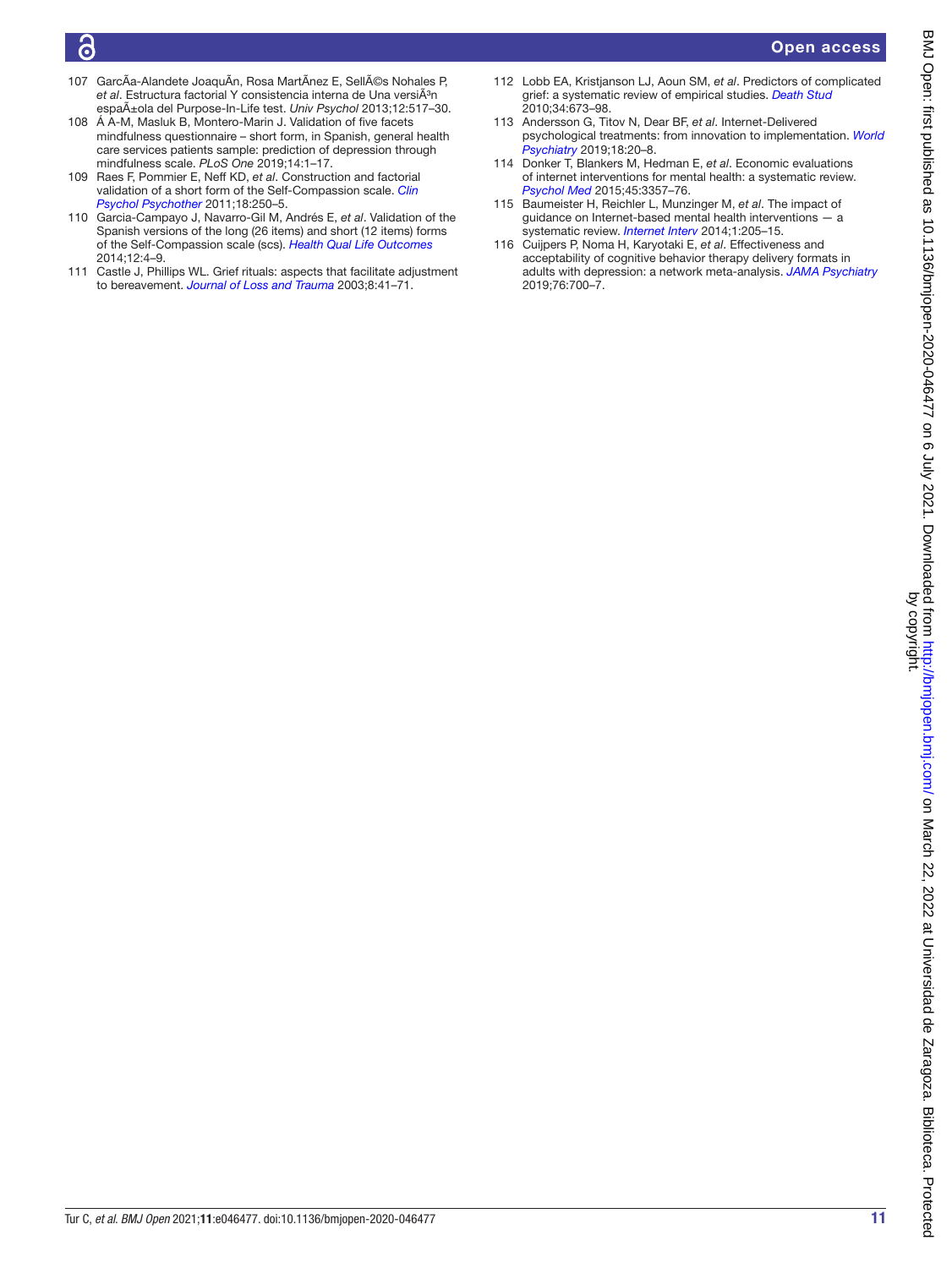107 GarcÃa-Alandete JoaquÃn, Rosa MartÃnez E, SellÃ©s Nohales P, *et al*. Estructura factorial Y consistencia interna de Una versiÃ³n espaÃ±ola del Purpose-In-Life test. *Univ Psychol* 2013;12:517–30.

108 Á A-M, Masluk B, Montero-Marin J. Validation of five facets mindfulness questionnaire – short form, in Spanish, general health care services patients sample: prediction of depression through mindfulness scale. *PLoS One* 2019;14:1–17.

109 Raes F, Pommier E, Neff KD, *et al*. Construction and factorial validation of a short form of the Self-Compassion scale. *Clin Psychol Psychother* 2011;18:250–5.

110 Garcia-Campayo J, Navarro-Gil M, Andrés E, *et al*. Validation of the Spanish versions of the long (26 items) and short (12 items) forms of the Self-Compassion scale (scs). *Health Qual Life Outcomes* 2014;12:4–9.

111 Castle J, Phillips WL. Grief rituals: aspects that facilitate adjustment to bereavement. *Journal of Loss and Trauma* 2003;8:41–71.

112 Lobb EA, Kristjanson LJ, Aoun SM, *et al*. Predictors of complicated grief: a systematic review of empirical studies. *Death Stud* 2010;34:673–98.

113 Andersson G, Titov N, Dear BF, *et al*. Internet-Delivered psychological treatments: from innovation to implementation. *World Psychiatry* 2019;18:20–8.

114 Donker T, Blankers M, Hedman E, *et al*. Economic evaluations of internet interventions for mental health: a systematic review. *Psychol Med* 2015;45:3357–76.

115 Baumeister H, Reichler L, Munzinger M, *et al*. The impact of guidance on Internet-based mental health interventions — a systematic review. *Internet Interv* 2014;1:205–15.

116 Cuijpers P, Noma H, Karyotaki E, *et al*. Effectiveness and acceptability of cognitive behavior therapy delivery formats in adults with depression: a network meta-analysis. *JAMA Psychiatry* 2019;76:700–7.